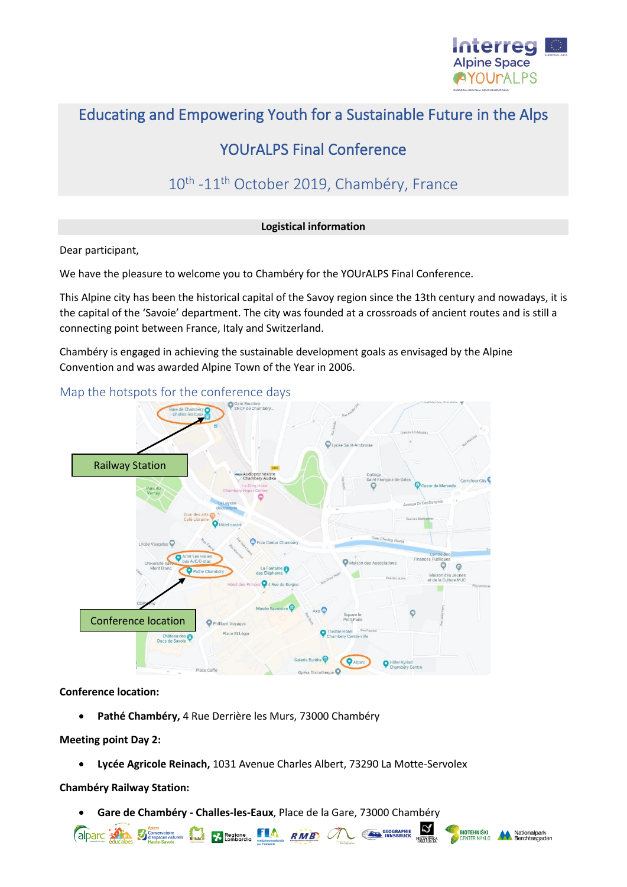# Educating and Empowering Youth for a Sustainable Future in the Alps

## YOUrALPS Final Conference

10th -11th October 2019, Chambéry, France

**Logistical information**

Dear participant,

We have the pleasure to welcome you to Chambéry for the YOUrALPS Final Conference.

This Alpine city has been the historical capital of the Savoy region since the 13th century and nowadays, it is the capital of the 'Savoie' department. The city was founded at a crossroads of ancient routes and is still a connecting point between France, Italy and Switzerland.

Chambéry is engaged in achieving the sustainable development goals as envisaged by the Alpine Convention and was awarded Alpine Town of the Year in 2006.

### Map the hotspots for the conference days

Railway Station

Conference location

**Conference location:**

- **Pathé Chambéry,** 4 Rue Derrière les Murs, 73000 Chambéry

**Meeting point Day 2:**

- **Lycée Agricole Reinach,** 1031 Avenue Charles Albert, 73290 La Motte-Servolex

**Chambéry Railway Station:**

- **Gare de Chambéry - Challes-les-Eaux**, Place de la Gare, 73000 Chambéry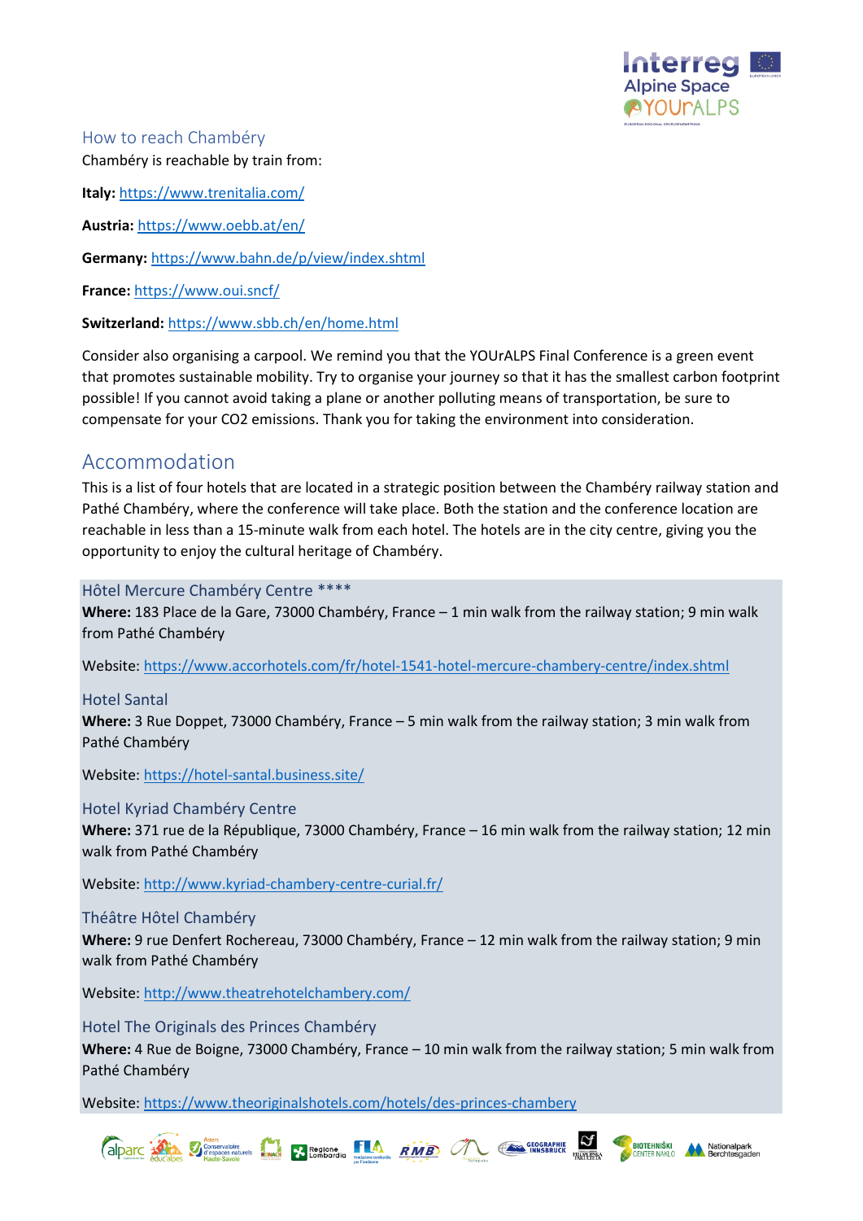## How to reach Chambéry

Chambéry is reachable by train from:

**Italy:** https://www.trenitalia.com/

**Austria:** https://www.oebb.at/en/

**Germany:** https://www.bahn.de/p/view/index.shtml

**France:** https://www.oui.sncf/

**Switzerland:** https://www.sbb.ch/en/home.html

Consider also organising a carpool. We remind you that the YOUrALPS Final Conference is a green event that promotes sustainable mobility. Try to organise your journey so that it has the smallest carbon footprint possible! If you cannot avoid taking a plane or another polluting means of transportation, be sure to compensate for your CO2 emissions. Thank you for taking the environment into consideration.

# Accommodation

This is a list of four hotels that are located in a strategic position between the Chambéry railway station and Pathé Chambéry, where the conference will take place. Both the station and the conference location are reachable in less than a 15-minute walk from each hotel. The hotels are in the city centre, giving you the opportunity to enjoy the cultural heritage of Chambéry.

### Hôtel Mercure Chambéry Centre ****

**Where:** 183 Place de la Gare, 73000 Chambéry, France – 1 min walk from the railway station; 9 min walk from Pathé Chambéry

Website: https://www.accorhotels.com/fr/hotel-1541-hotel-mercure-chambery-centre/index.shtml

### Hotel Santal

**Where:** 3 Rue Doppet, 73000 Chambéry, France – 5 min walk from the railway station; 3 min walk from Pathé Chambéry

Website: https://hotel-santal.business.site/

### Hotel Kyriad Chambéry Centre

**Where:** 371 rue de la République, 73000 Chambéry, France – 16 min walk from the railway station; 12 min walk from Pathé Chambéry

Website: http://www.kyriad-chambery-centre-curial.fr/

### Théâtre Hôtel Chambéry

**Where:** 9 rue Denfert Rochereau, 73000 Chambéry, France – 12 min walk from the railway station; 9 min walk from Pathé Chambéry

Website: http://www.theatrehotelchambery.com/

### Hotel The Originals des Princes Chambéry

**Where:** 4 Rue de Boigne, 73000 Chambéry, France – 10 min walk from the railway station; 5 min walk from Pathé Chambéry

Website: https://www.theoriginalshotels.com/hotels/des-princes-chambery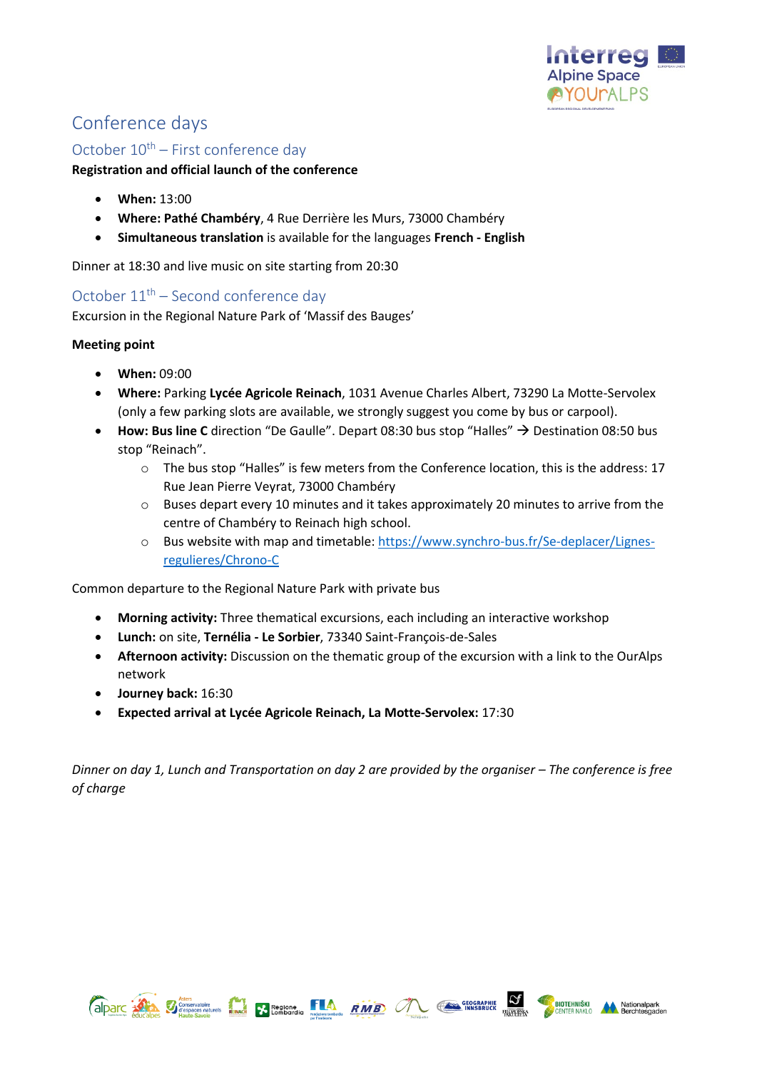# Conference days

## October 10th – First conference day

**Registration and official launch of the conference**

- **When:** 13:00
- **Where: Pathé Chambéry**, 4 Rue Derrière les Murs, 73000 Chambéry
- **Simultaneous translation** is available for the languages **French - English**

Dinner at 18:30 and live music on site starting from 20:30

## October 11th – Second conference day

Excursion in the Regional Nature Park of 'Massif des Bauges'

**Meeting point**

- **When:** 09:00
- **Where:** Parking **Lycée Agricole Reinach**, 1031 Avenue Charles Albert, 73290 La Motte-Servolex (only a few parking slots are available, we strongly suggest you come by bus or carpool).
- **How: Bus line C** direction "De Gaulle". Depart 08:30 bus stop "Halles" → Destination 08:50 bus stop "Reinach".
    - The bus stop "Halles" is few meters from the Conference location, this is the address: 17 Rue Jean Pierre Veyrat, 73000 Chambéry
    - Buses depart every 10 minutes and it takes approximately 20 minutes to arrive from the centre of Chambéry to Reinach high school.
    - Bus website with map and timetable: https://www.synchro-bus.fr/Se-deplacer/Lignes-regulieres/Chrono-C

Common departure to the Regional Nature Park with private bus

- **Morning activity:** Three thematical excursions, each including an interactive workshop
- **Lunch:** on site, **Ternélia - Le Sorbier**, 73340 Saint-François-de-Sales
- **Afternoon activity:** Discussion on the thematic group of the excursion with a link to the OurAlps network
- **Journey back:** 16:30
- **Expected arrival at Lycée Agricole Reinach, La Motte-Servolex:** 17:30

*Dinner on day 1, Lunch and Transportation on day 2 are provided by the organiser – The conference is free of charge*